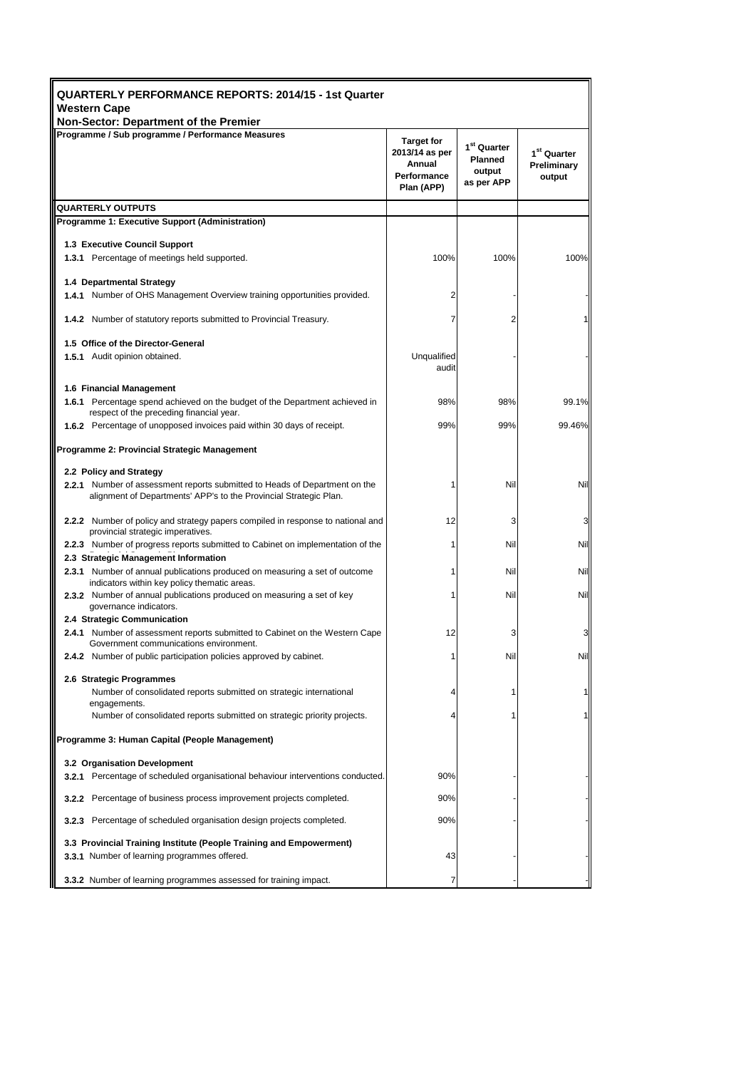## QUARTERLY PERFORMANCE REPORTS: 2014/15 - 1st Quarter

**Western Cape**

**Non-Sector: Department of the Premier**

| Programme / Sub programme / Performance Measures | Target for 2013/14 as per Annual Performance Plan (APP) | 1st Quarter Planned output as per APP | 1st Quarter Preliminary output |
|---|---|---|---|
| **QUARTERLY OUTPUTS** | | | |
| **Programme 1: Executive Support (Administration)** | | | |
| **1.3 Executive Council Support** | | | |
| **1.3.1** Percentage of meetings held supported. | 100% | 100% | 100% |
| **1.4 Departmental Strategy** | | | |
| **1.4.1** Number of OHS Management Overview training opportunities provided. | 2 | - | - |
| **1.4.2** Number of statutory reports submitted to Provincial Treasury. | 7 | 2 | 1 |
| **1.5 Office of the Director-General** | | | |
| **1.5.1** Audit opinion obtained. | Unqualified audit | - | - |
| **1.6 Financial Management** | | | |
| **1.6.1** Percentage spend achieved on the budget of the Department achieved in respect of the preceding financial year. | 98% | 98% | 99.1% |
| **1.6.2** Percentage of unopposed invoices paid within 30 days of receipt. | 99% | 99% | 99.46% |
| **Programme 2: Provincial Strategic Management** | | | |
| **2.2 Policy and Strategy** | | | |
| **2.2.1** Number of assessment reports submitted to Heads of Department on the alignment of Departments' APP's to the Provincial Strategic Plan. | 1 | Nil | Nil |
| **2.2.2** Number of policy and strategy papers compiled in response to national and provincial strategic imperatives. | 12 | 3 | 3 |
| **2.2.3** Number of progress reports submitted to Cabinet on implementation of the | 1 | Nil | Nil |
| **2.3 Strategic Management Information** | | | |
| **2.3.1** Number of annual publications produced on measuring a set of outcome indicators within key policy thematic areas. | 1 | Nil | Nil |
| **2.3.2** Number of annual publications produced on measuring a set of key governance indicators. | 1 | Nil | Nil |
| **2.4 Strategic Communication** | | | |
| **2.4.1** Number of assessment reports submitted to Cabinet on the Western Cape Government communications environment. | 12 | 3 | 3 |
| **2.4.2** Number of public participation policies approved by cabinet. | 1 | Nil | Nil |
| **2.6 Strategic Programmes** | | | |
| Number of consolidated reports submitted on strategic international engagements. | 4 | 1 | 1 |
| Number of consolidated reports submitted on strategic priority projects. | 4 | 1 | 1 |
| **Programme 3: Human Capital (People Management)** | | | |
| **3.2 Organisation Development** | | | |
| **3.2.1** Percentage of scheduled organisational behaviour interventions conducted. | 90% | - | - |
| **3.2.2** Percentage of business process improvement projects completed. | 90% | - | - |
| **3.2.3** Percentage of scheduled organisation design projects completed. | 90% | - | - |
| **3.3 Provincial Training Institute (People Training and Empowerment)** | | | |
| **3.3.1** Number of learning programmes offered. | 43 | - | - |
| **3.3.2** Number of learning programmes assessed for training impact. | 7 | - | - |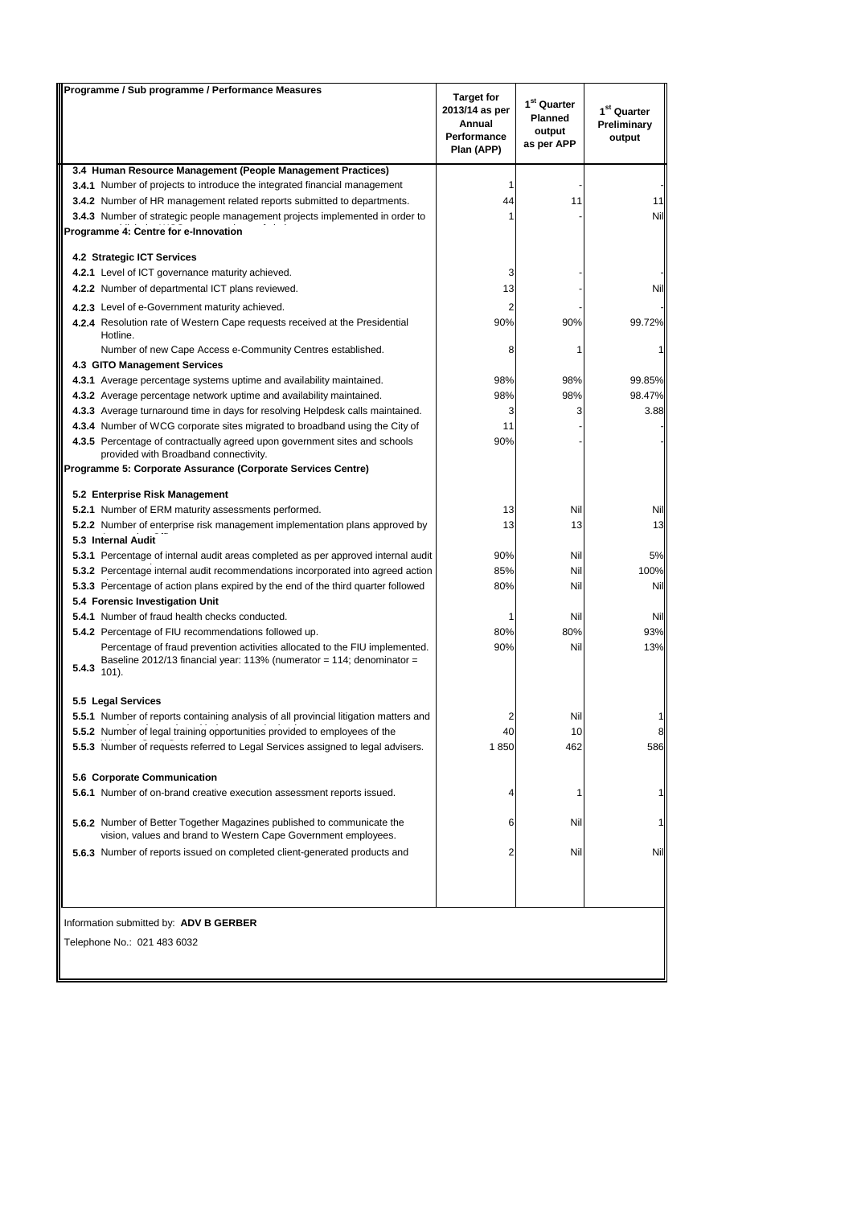| Programme / Sub programme / Performance Measures | Target for 2013/14 as per Annual Performance Plan (APP) | 1st Quarter Planned output as per APP | 1st Quarter Preliminary output |
|---|---|---|---|
| **3.4 Human Resource Management (People Management Practices)** | | | |
| **3.4.1** Number of projects to introduce the integrated financial management | 1 | - | - |
| **3.4.2** Number of HR management related reports submitted to departments. | 44 | 11 | 11 |
| **3.4.3** Number of strategic people management projects implemented in order to | 1 | - | Nil |
| **Programme 4: Centre for e-Innovation** | | | |
| **4.2 Strategic ICT Services** | | | |
| **4.2.1** Level of ICT governance maturity achieved. | 3 | - | - |
| **4.2.2** Number of departmental ICT plans reviewed. | 13 | - | Nil |
| **4.2.3** Level of e-Government maturity achieved. | 2 | - | - |
| **4.2.4** Resolution rate of Western Cape requests received at the Presidential Hotline. | 90% | 90% | 99.72% |
| Number of new Cape Access e-Community Centres established. | 8 | 1 | 1 |
| **4.3 GITO Management Services** | | | |
| **4.3.1** Average percentage systems uptime and availability maintained. | 98% | 98% | 99.85% |
| **4.3.2** Average percentage network uptime and availability maintained. | 98% | 98% | 98.47% |
| **4.3.3** Average turnaround time in days for resolving Helpdesk calls maintained. | 3 | 3 | 3.88 |
| **4.3.4** Number of WCG corporate sites migrated to broadband using the City of | 11 | - | - |
| **4.3.5** Percentage of contractually agreed upon government sites and schools provided with Broadband connectivity. | 90% | - | - |
| **Programme 5: Corporate Assurance (Corporate Services Centre)** | | | |
| **5.2 Enterprise Risk Management** | | | |
| **5.2.1** Number of ERM maturity assessments performed. | 13 | Nil | Nil |
| **5.2.2** Number of enterprise risk management implementation plans approved by | 13 | 13 | 13 |
| **5.3 Internal Audit** | | | |
| **5.3.1** Percentage of internal audit areas completed as per approved internal audit | 90% | Nil | 5% |
| **5.3.2** Percentage internal audit recommendations incorporated into agreed action | 85% | Nil | 100% |
| **5.3.3** Percentage of action plans expired by the end of the third quarter followed | 80% | Nil | Nil |
| **5.4 Forensic Investigation Unit** | | | |
| **5.4.1** Number of fraud health checks conducted. | 1 | Nil | Nil |
| **5.4.2** Percentage of FIU recommendations followed up. | 80% | 80% | 93% |
| **5.4.3** Percentage of fraud prevention activities allocated to the FIU implemented. Baseline 2012/13 financial year: 113% (numerator = 114; denominator = 101). | 90% | Nil | 13% |
| **5.5 Legal Services** | | | |
| **5.5.1** Number of reports containing analysis of all provincial litigation matters and | 2 | Nil | 1 |
| **5.5.2** Number of legal training opportunities provided to employees of the | 40 | 10 | 8 |
| **5.5.3** Number of requests referred to Legal Services assigned to legal advisers. | 1 850 | 462 | 586 |
| **5.6 Corporate Communication** | | | |
| **5.6.1** Number of on-brand creative execution assessment reports issued. | 4 | 1 | 1 |
| **5.6.2** Number of Better Together Magazines published to communicate the vision, values and brand to Western Cape Government employees. | 6 | Nil | 1 |
| **5.6.3** Number of reports issued on completed client-generated products and | 2 | Nil | Nil |

Information submitted by: **ADV B GERBER**

Telephone No.: 021 483 6032